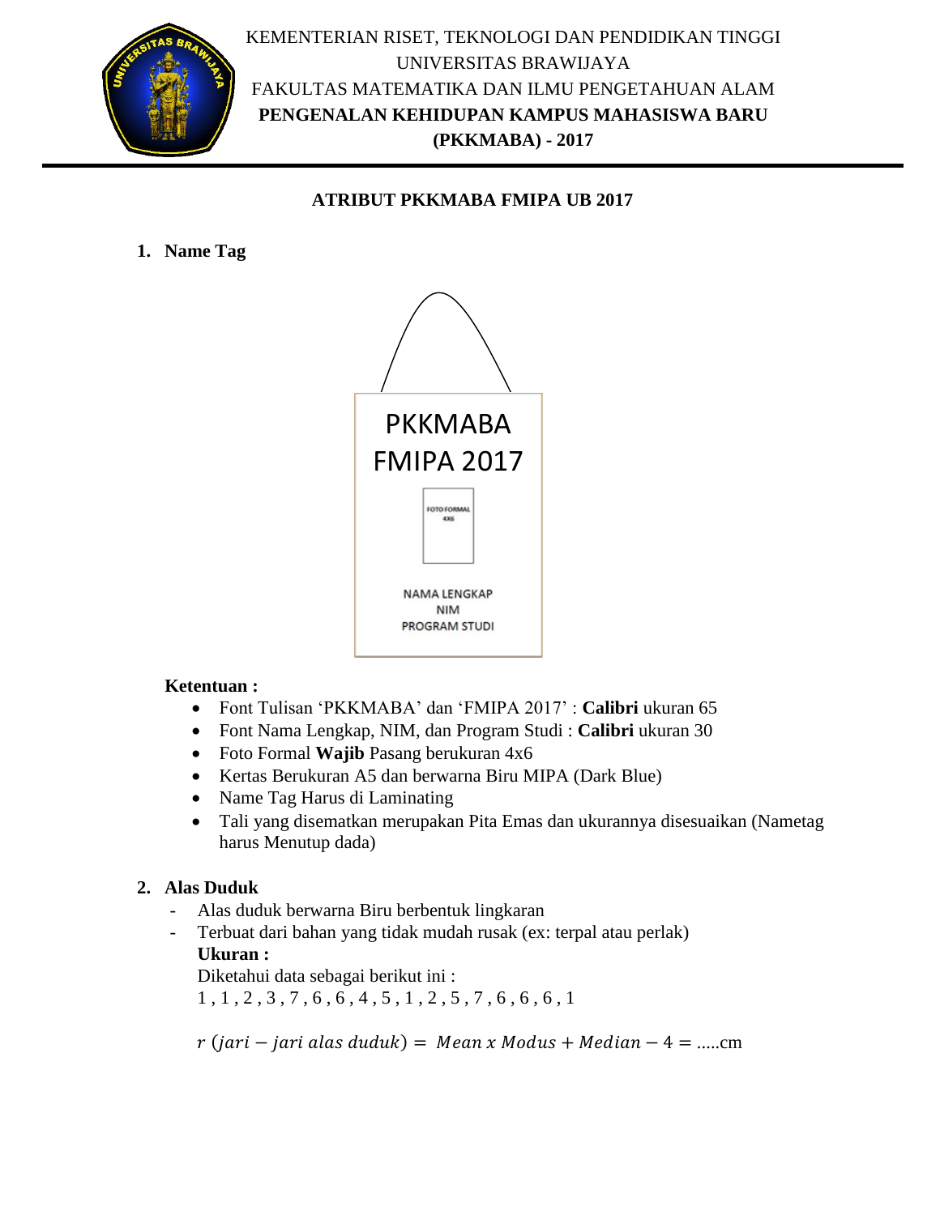KEMENTERIAN RISET, TEKNOLOGI DAN PENDIDIKAN TINGGI
UNIVERSITAS BRAWIJAYA
FAKULTAS MATEMATIKA DAN ILMU PENGETAHUAN ALAM
**PENGENALAN KEHIDUPAN KAMPUS MAHASISWA BARU**
**(PKKMABA) - 2017**

---

## ATRIBUT PKKMABA FMIPA UB 2017

### 1. Name Tag

PKKMABA
FMIPA 2017

FOTO FORMAL 4X6

NAMA LENGKAP
NIM
PROGRAM STUDI

**Ketentuan :**

- Font Tulisan 'PKKMABA' dan 'FMIPA 2017' : **Calibri** ukuran 65
- Font Nama Lengkap, NIM, dan Program Studi : **Calibri** ukuran 30
- Foto Formal **Wajib** Pasang berukuran 4x6
- Kertas Berukuran A5 dan berwarna Biru MIPA (Dark Blue)
- Name Tag Harus di Laminating
- Tali yang disematkan merupakan Pita Emas dan ukurannya disesuaikan (Nametag harus Menutup dada)

### 2. Alas Duduk

- Alas duduk berwarna Biru berbentuk lingkaran
- Terbuat dari bahan yang tidak mudah rusak (ex: terpal atau perlak)

  **Ukuran :**

  Diketahui data sebagai berikut ini :

  1 , 1 , 2 , 3 , 7 , 6 , 6 , 4 , 5 , 1 , 2 , 5 , 7 , 6 , 6 , 6 , 1

  $r\ (jari - jari\ alas\ duduk) = \ Mean\ x\ Modus + Median - 4 =$ .....cm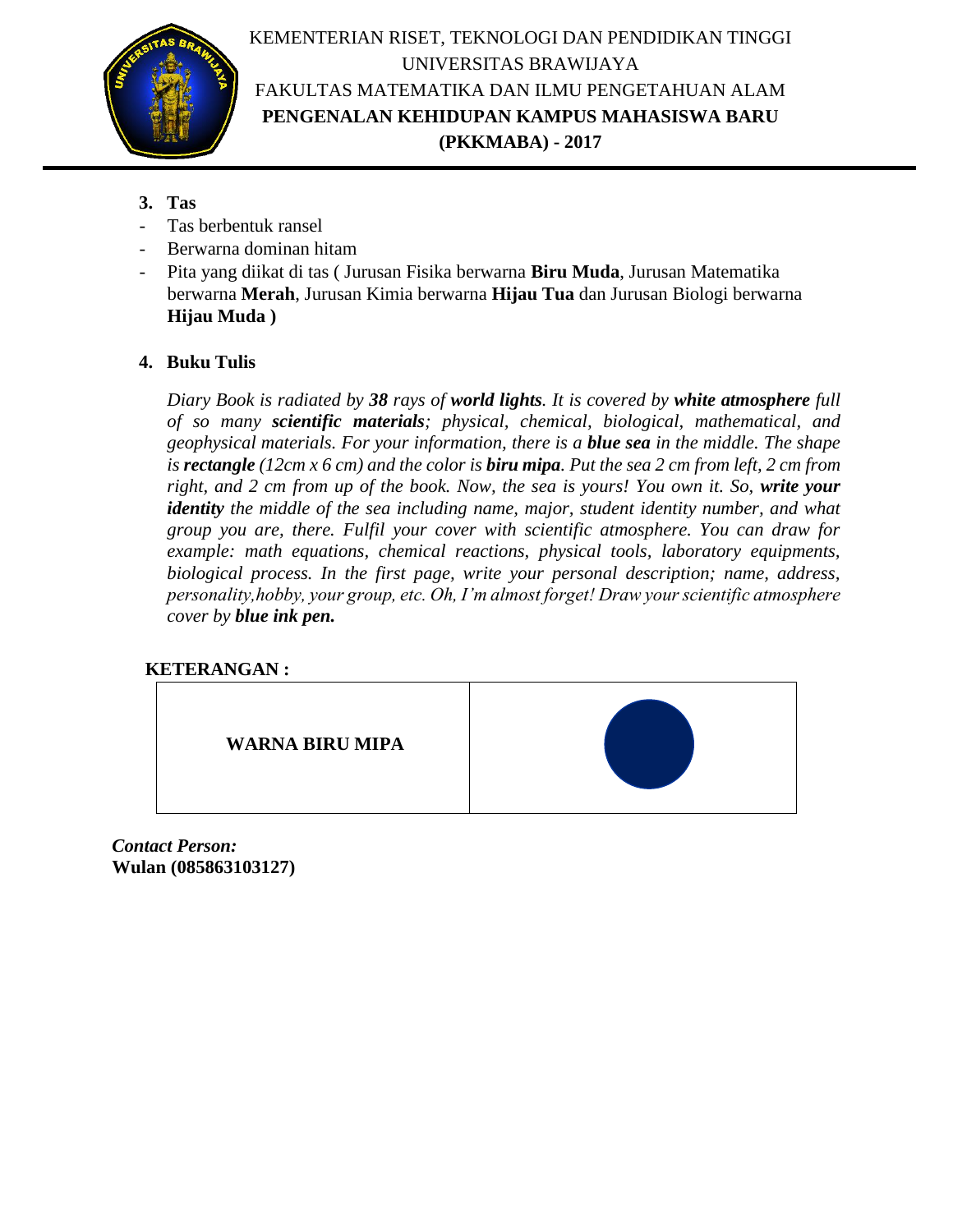KEMENTERIAN RISET, TEKNOLOGI DAN PENDIDIKAN TINGGI
UNIVERSITAS BRAWIJAYA
FAKULTAS MATEMATIKA DAN ILMU PENGETAHUAN ALAM
**PENGENALAN KEHIDUPAN KAMPUS MAHASISWA BARU**
**(PKKMABA) - 2017**

3. **Tas**

- Tas berbentuk ransel
- Berwarna dominan hitam
- Pita yang diikat di tas ( Jurusan Fisika berwarna **Biru Muda**, Jurusan Matematika berwarna **Merah**, Jurusan Kimia berwarna **Hijau Tua** dan Jurusan Biologi berwarna **Hijau Muda )**

4. **Buku Tulis**

*Diary Book is radiated by **38** rays of **world lights**. It is covered by **white atmosphere** full of so many **scientific materials**; physical, chemical, biological, mathematical, and geophysical materials. For your information, there is a **blue sea** in the middle. The shape is **rectangle** (12cm x 6 cm) and the color is **biru mipa**. Put the sea 2 cm from left, 2 cm from right, and 2 cm from up of the book. Now, the sea is yours! You own it. So, **write your identity** the middle of the sea including name, major, student identity number, and what group you are, there. Fulfil your cover with scientific atmosphere. You can draw for example: math equations, chemical reactions, physical tools, laboratory equipments, biological process. In the first page, write your personal description; name, address, personality,hobby, your group, etc. Oh, I'm almost forget! Draw your scientific atmosphere cover by **blue ink pen.***

**KETERANGAN :**

| | |
|---|---|
| **WARNA BIRU MIPA** | |

***Contact Person:***
**Wulan (085863103127)**